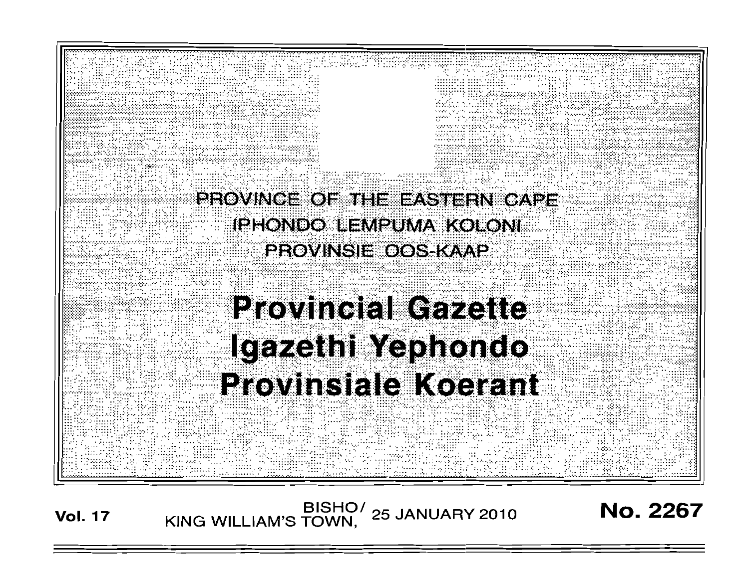PROVINCE OF THE EASTERN CAPE

IPHONDO LEMPUMA KOLONI

PROVINSIE OOS-KAAP

# Provincial Gazette

# Igazethi Yephondo

# Provinsiale Koerant

**Vol. 17** BISHO/ KING WILLIAM'S TOWN, 25 JANUARY 2010 **No. 2267**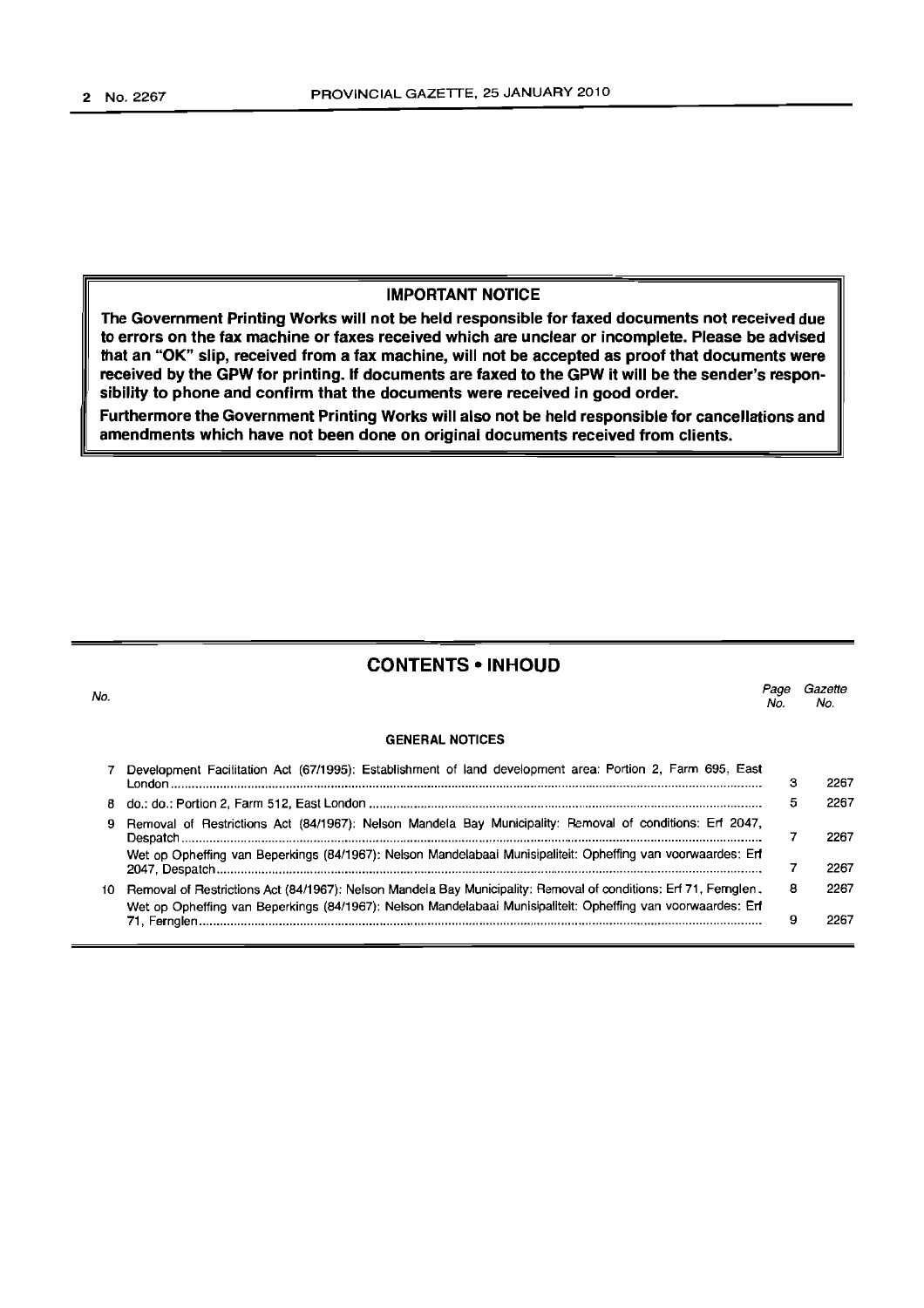**IMPORTANT NOTICE**

**The Government Printing Works will not be held responsible for faxed documents not received due to errors on the fax machine or faxes received which are unclear or incomplete. Please be advised that an "OK" slip, received from a fax machine, will not be accepted as proof that documents were received by the GPW for printing. If documents are faxed to the GPW it will be the sender's responsibility to phone and confirm that the documents were received in good order.**

**Furthermore the Government Printing Works will also not be held responsible for cancellations and amendments which have not been done on original documents received from clients.**

## CONTENTS • INHOUD

| *No.* | | *Page No.* | *Gazette No.* |
|---|---|---|---|
| | **GENERAL NOTICES** | | |
| 7 | Development Facilitation Act (67/1995): Establishment of land development area: Portion 2, Farm 695, East London | 3 | 2267 |
| 8 | do.: do.: Portion 2, Farm 512, East London | 5 | 2267 |
| 9 | Removal of Restrictions Act (84/1967): Nelson Mandela Bay Municipality: Removal of conditions: Erf 2047, Despatch | 7 | 2267 |
| | Wet op Opheffing van Beperkings (84/1967): Nelson Mandelabaai Munisipaliteit: Opheffing van voorwaardes: Erf 2047, Despatch | 7 | 2267 |
| 10 | Removal of Restrictions Act (84/1967): Nelson Mandela Bay Municipality: Removal of conditions: Erf 71, Fernglen | 8 | 2267 |
| | Wet op Opheffing van Beperkings (84/1967): Nelson Mandelabaai Munisipaliteit: Opheffing van voorwaardes: Erf 71, Fernglen | 9 | 2267 |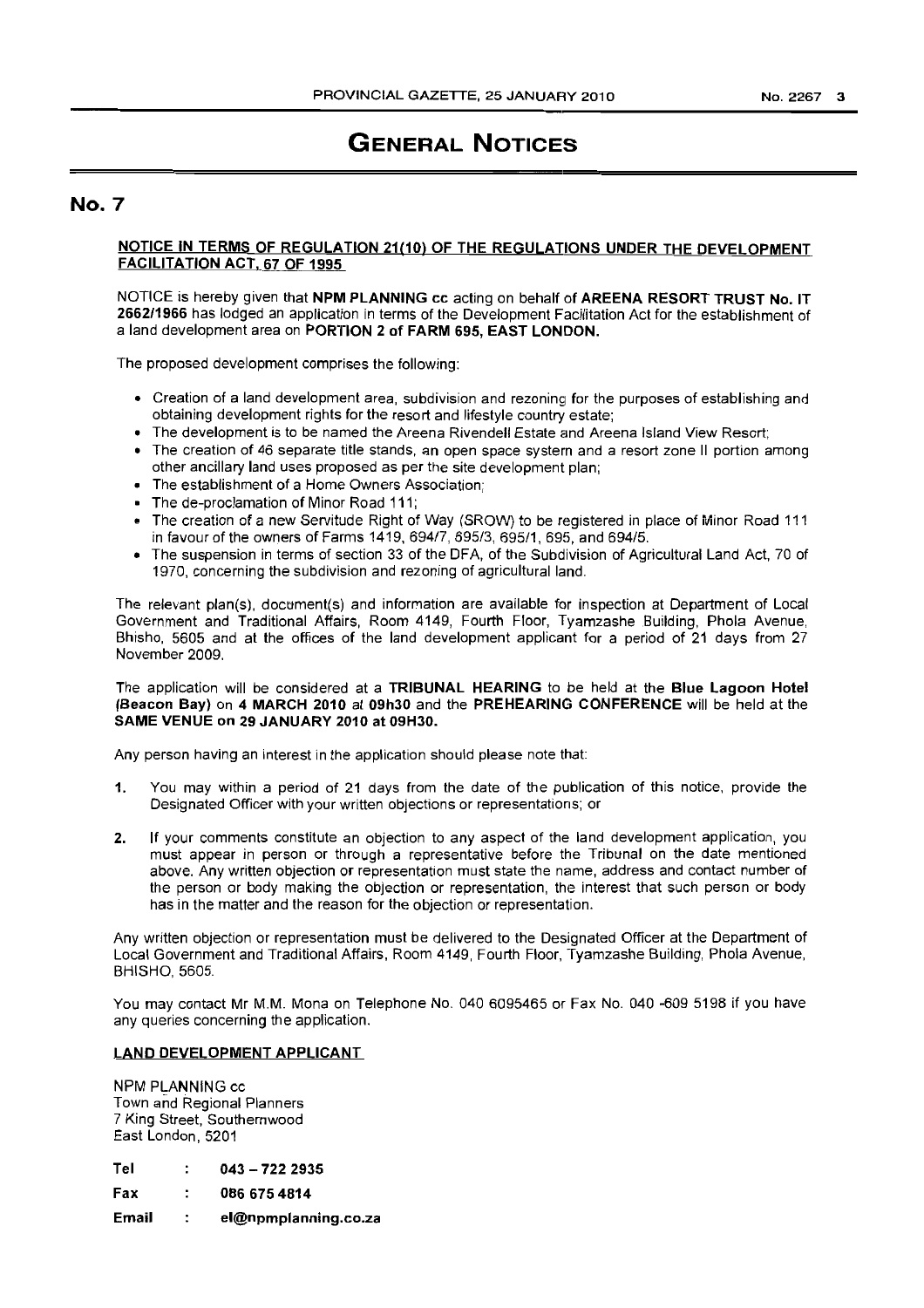# GENERAL NOTICES

## No. 7

**NOTICE IN TERMS OF REGULATION 21(10) OF THE REGULATIONS UNDER THE DEVELOPMENT FACILITATION ACT, 67 OF 1995**

NOTICE is hereby given that **NPM PLANNING cc** acting on behalf of **AREENA RESORT TRUST No. IT 2662/1966** has lodged an application in terms of the Development Facilitation Act for the establishment of a land development area on **PORTION 2 of FARM 695, EAST LONDON.**

The proposed development comprises the following:

- Creation of a land development area, subdivision and rezoning for the purposes of establishing and obtaining development rights for the resort and lifestyle country estate;
- The development is to be named the Areena Rivendell Estate and Areena Island View Resort;
- The creation of 46 separate title stands, an open space system and a resort zone II portion among other ancillary land uses proposed as per the site development plan;
- The establishment of a Home Owners Association;
- The de-proclamation of Minor Road 111;
- The creation of a new Servitude Right of Way (SROW) to be registered in place of Minor Road 111 in favour of the owners of Farms 1419, 694/7, 695/3, 695/1, 695, and 694/5.
- The suspension in terms of section 33 of the DFA, of the Subdivision of Agricultural Land Act, 70 of 1970, concerning the subdivision and rezoning of agricultural land.

The relevant plan(s), document(s) and information are available for inspection at Department of Local Government and Traditional Affairs, Room 4149, Fourth Floor, Tyamzashe Building, Phola Avenue, Bhisho, 5605 and at the offices of the land development applicant for a period of 21 days from 27 November 2009.

The application will be considered at a **TRIBUNAL HEARING** to be held at the **Blue Lagoon Hotel (Beacon Bay)** on **4 MARCH 2010** at **09h30** and the **PREHEARING CONFERENCE** will be held at the **SAME VENUE on 29 JANUARY 2010 at 09H30.**

Any person having an interest in the application should please note that:

1. You may within a period of 21 days from the date of the publication of this notice, provide the Designated Officer with your written objections or representations; or

2. If your comments constitute an objection to any aspect of the land development application, you must appear in person or through a representative before the Tribunal on the date mentioned above. Any written objection or representation must state the name, address and contact number of the person or body making the objection or representation, the interest that such person or body has in the matter and the reason for the objection or representation.

Any written objection or representation must be delivered to the Designated Officer at the Department of Local Government and Traditional Affairs, Room 4149, Fourth Floor, Tyamzashe Building, Phola Avenue, BHISHO, 5605.

You may contact Mr M.M. Mona on Telephone No. 040 6095465 or Fax No. 040 -609 5198 if you have any queries concerning the application.

**LAND DEVELOPMENT APPLICANT**

NPM PLANNING cc
Town and Regional Planners
7 King Street, Southernwood
East London, 5201

**Tel** : **043 – 722 2935**

**Fax** : **086 675 4814**

**Email** : **el@npmplanning.co.za**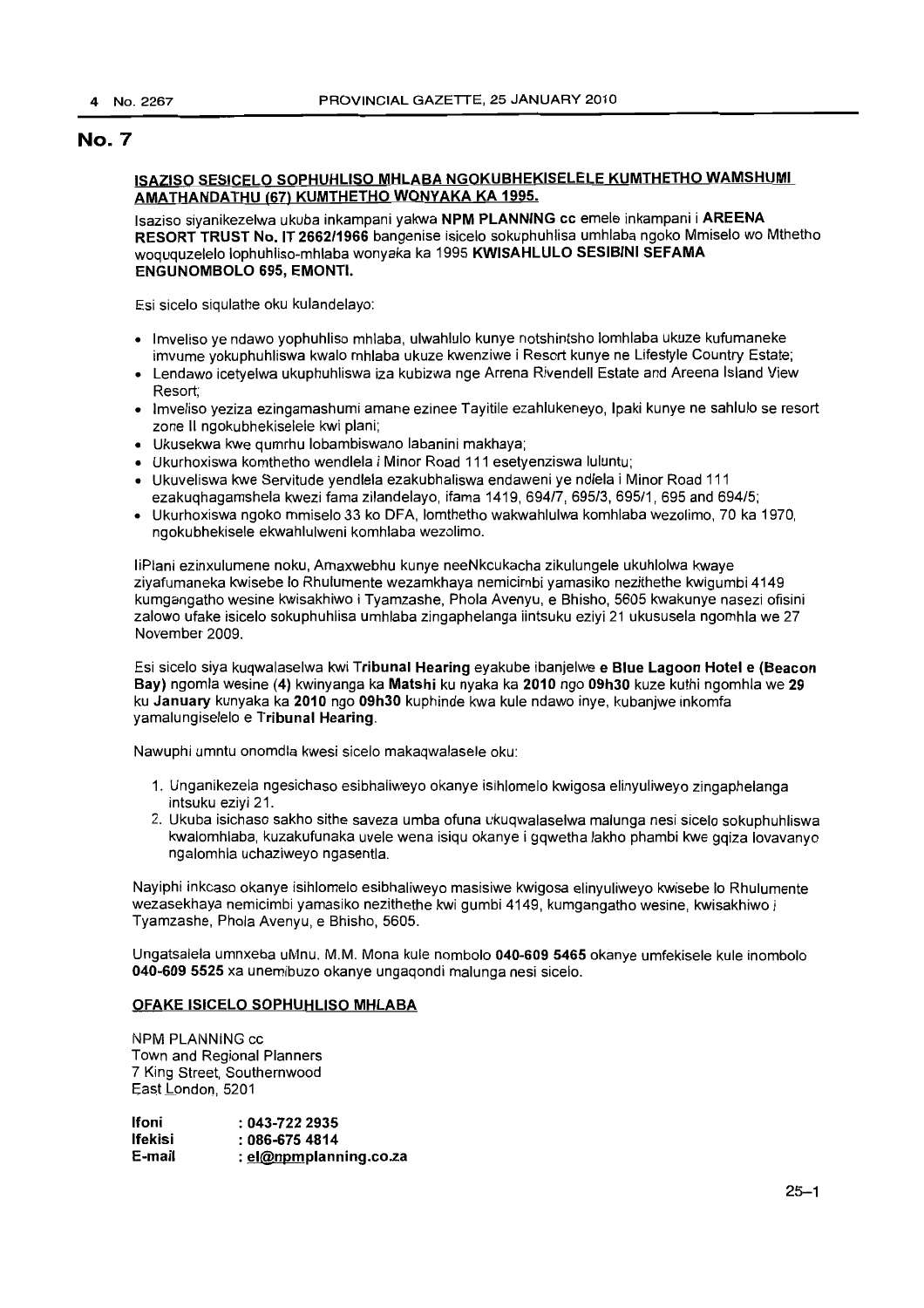## No. 7

**ISAZISO SESICELO SOPHUHLISO MHLABA NGOKUBHEKISELELE KUMTHETHO WAMSHUMI AMATHANDATHU (67) KUMTHETHO WONYAKA KA 1995.**

Isaziso siyanikezelwa ukuba inkampani yakwa **NPM PLANNING cc** emele inkampani i **AREENA RESORT TRUST No. IT 2662/1966** bangenise isicelo sokuphuhlisa umhlaba ngoko Mmiselo wo Mthetho woququzelelo lophuhliso-mhlaba wonyaka ka 1995 **KWISAHLULO SESIBINI SEFAMA ENGUNOMBOLO 695, EMONTI.**

Esi sicelo siqulathe oku kulandelayo:

- Imveliso ye ndawo yophuhliso mhlaba, ulwahlulo kunye notshintsho lomhlaba ukuze kufumaneke imvume yokuphuhliswa kwalo mhlaba ukuze kwenziwe i Resort kunye ne Lifestyle Country Estate;
- Lendawo icetyelwa ukuphuhliswa iza kubizwa nge Arrena Rivendell Estate and Areena Island View Resort;
- Imveliso yeziza ezingamashumi amane ezinee Tayitile ezahlukeneyo, Ipaki kunye ne sahlulo se resort zone II ngokubhekiselele kwi plani;
- Ukusekwa kwe qumrhu lobambiswano labanini makhaya;
- Ukurhoxiswa komthetho wendlela i Minor Road 111 esetyenziswa luluntu;
- Ukuveliswa kwe Servitude yendlela ezakubhaliswa endaweni ye ndlela i Minor Road 111 ezakuqhagamshela kwezi fama zilandelayo, ifama 1419, 694/7, 695/3, 695/1, 695 and 694/5;
- Ukurhoxiswa ngoko mmiselo 33 ko DFA, lomthetho wakwahlulwa komhlaba wezolimo, 70 ka 1970, ngokubhekisele ekwahlulweni komhlaba wezolimo.

IiPlani ezinxulumene noku, Amaxwebhu kunye neeNkcukacha zikulungele ukuhlolwa kwaye ziyafumaneka kwisebe lo Rhulumente wezamkhaya nemicimbi yamasiko nezithethe kwigumbi 4149 kumgangatho wesine kwisakhiwo i Tyamzashe, Phola Avenyu, e Bhisho, 5605 kwakunye nasezi ofisini zalowo ufake isicelo sokuphuhlisa umhlaba zingaphelanga iintsuku eziyi 21 ukususela ngomhla we 27 November 2009.

Esi sicelo siya kuqwalaselwa kwi **Tribunal Hearing** eyakube ibanjelwe **e Blue Lagoon Hotel e (Beacon Bay)** ngomla wesine **(4)** kwinyanga ka **Matshi** ku nyaka ka **2010** ngo **09h30** kuze kuthi ngomhla we **29** ku **January** kunyaka ka **2010** ngo **09h30** kuphinde kwa kule ndawo inye, kubanjwe inkomfa yamalungiselelo e **Tribunal Hearing**.

Nawuphi umntu onomdla kwesi sicelo makaqwalasele oku:

1. Unganikezela ngesichaso esibhaliweyo okanye isihlomelo kwigosa elinyuliweyo zingaphelanga intsuku eziyi 21.
2. Ukuba isichaso sakho sithe saveza umba ofuna ukuqwalaselwa malunga nesi sicelo sokuphuhliswa kwalomhlaba, kuzakufunaka uvele wena isiqu okanye i gqwetha lakho phambi kwe gqiza lovavanyo ngalomhla uchaziweyo ngasentla.

Nayiphi inkcaso okanye isihlomelo esibhaliweyo masisiwe kwigosa elinyuliweyo kwisebe lo Rhulumente wezasekhaya nemicimbi yamasiko nezithethe kwi gumbi 4149, kumgangatho wesine, kwisakhiwo i Tyamzashe, Phola Avenyu, e Bhisho, 5605.

Ungatsalela umnxeba uMnu. M.M. Mona kule nombolo **040-609 5465** okanye umfekisele kule inombolo **040-609 5525** xa unemibuzo okanye ungaqondi malunga nesi sicelo.

**OFAKE ISICELO SOPHUHLISO MHLABA**

NPM PLANNING cc
Town and Regional Planners
7 King Street, Southernwood
East London, 5201

**Ifoni** : **043-722 2935**
**Ifekisi** : **086-675 4814**
**E-mail** : **el@npmplanning.co.za**

25–1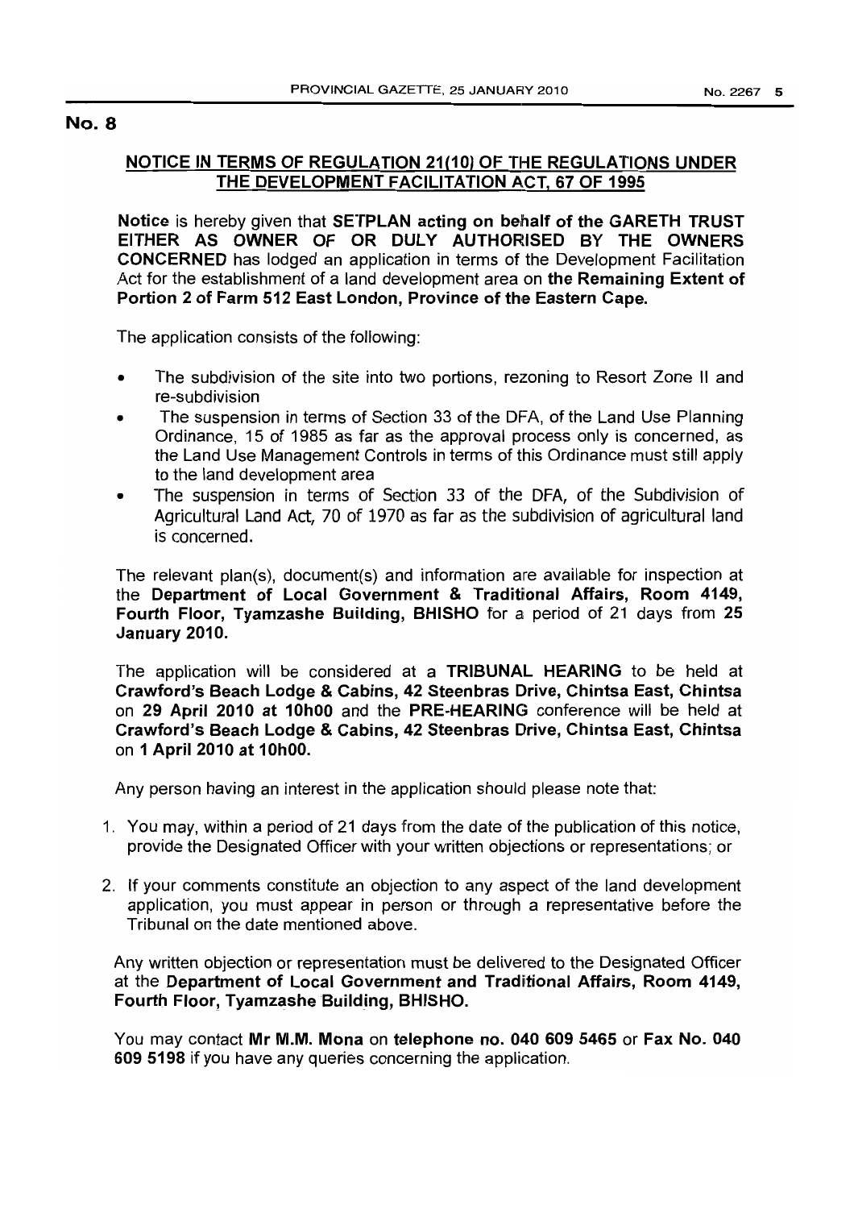## No. 8

### NOTICE IN TERMS OF REGULATION 21(10) OF THE REGULATIONS UNDER THE DEVELOPMENT FACILITATION ACT, 67 OF 1995

**Notice** is hereby given that **SETPLAN acting on behalf of the GARETH TRUST EITHER AS OWNER OF OR DULY AUTHORISED BY THE OWNERS CONCERNED** has lodged an application in terms of the Development Facilitation Act for the establishment of a land development area on **the Remaining Extent of Portion 2 of Farm 512 East London, Province of the Eastern Cape.**

The application consists of the following:

- The subdivision of the site into two portions, rezoning to Resort Zone II and re-subdivision
- The suspension in terms of Section 33 of the DFA, of the Land Use Planning Ordinance, 15 of 1985 as far as the approval process only is concerned, as the Land Use Management Controls in terms of this Ordinance must still apply to the land development area
- The suspension in terms of Section 33 of the DFA, of the Subdivision of Agricultural Land Act, 70 of 1970 as far as the subdivision of agricultural land is concerned.

The relevant plan(s), document(s) and information are available for inspection at the **Department of Local Government & Traditional Affairs, Room 4149, Fourth Floor, Tyamzashe Building, BHISHO** for a period of 21 days from **25 January 2010.**

The application will be considered at a **TRIBUNAL HEARING** to be held at **Crawford's Beach Lodge & Cabins, 42 Steenbras Drive, Chintsa East, Chintsa** on **29 April 2010 at 10h00** and the **PRE-HEARING** conference will be held at **Crawford's Beach Lodge & Cabins, 42 Steenbras Drive, Chintsa East, Chintsa** on **1 April 2010 at 10h00.**

Any person having an interest in the application should please note that:

1. You may, within a period of 21 days from the date of the publication of this notice, provide the Designated Officer with your written objections or representations; or
2. If your comments constitute an objection to any aspect of the land development application, you must appear in person or through a representative before the Tribunal on the date mentioned above.

Any written objection or representation must be delivered to the Designated Officer at the **Department of Local Government and Traditional Affairs, Room 4149, Fourth Floor, Tyamzashe Building, BHISHO.**

You may contact **Mr M.M. Mona** on **telephone no. 040 609 5465** or **Fax No. 040 609 5198** if you have any queries concerning the application.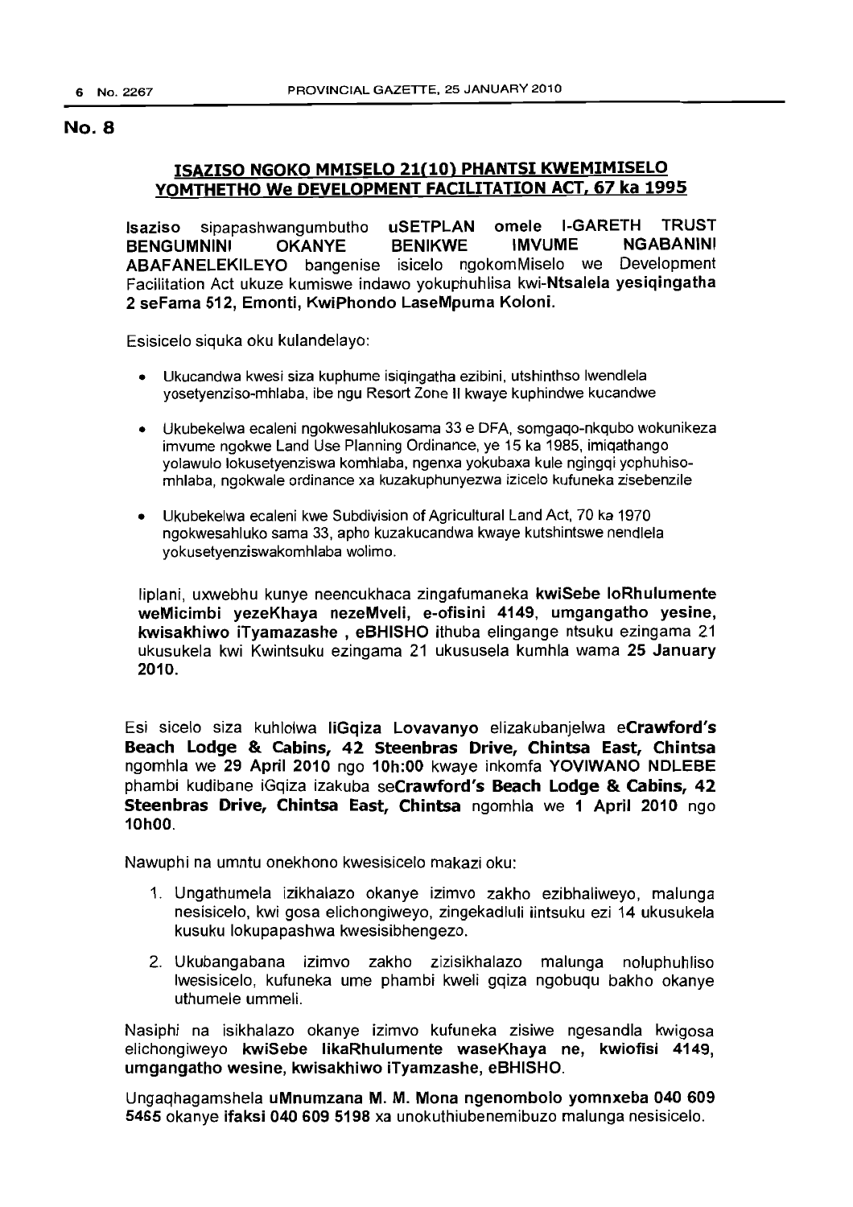## No. 8

### ISAZISO NGOKO MMISELO 21(10) PHANTSI KWEMIMISELO YOMTHETHO We DEVELOPMENT FACILITATION ACT, 67 ka 1995

**Isaziso** sipapashwangumbutho **uSETPLAN omele I-GARETH TRUST BENGUMNINI OKANYE BENIKWE IMVUME NGABANINI ABAFANELEKILEYO** bangenise isicelo ngokomMiselo we Development Facilitation Act ukuze kumiswe indawo yokuphuhlisa kwi-**Ntsalela yesiqingatha 2 seFama 512, Emonti, KwiPhondo LaseMpuma Koloni.**

Esisicelo siquka oku kulandelayo:

- Ukucandwa kwesi siza kuphume isiqingatha ezibini, utshinthso lwendlela yosetyenziso-mhlaba, ibe ngu Resort Zone II kwaye kuphindwe kucandwe
- Ukubekelwa ecaleni ngokwesahlukosama 33 e DFA, somgaqo-nkqubo wokunikeza imvume ngokwe Land Use Planning Ordinance, ye 15 ka 1985, imiqathango yolawulo lokusetyenziswa komhlaba, ngenxa yokubaxa kule ngingqi yophuhiso-mhlaba, ngokwale ordinance xa kuzakuphunyezwa izicelo kufuneka zisebenzile
- Ukubekelwa ecaleni kwe Subdivision of Agricultural Land Act, 70 ka 1970 ngokwesahluko sama 33, apho kuzakucandwa kwaye kutshintswe nendlela yokusetyenziswakomhlaba wolimo.

Iiplani, uxwebhu kunye neencukhaca zingafumaneka **kwiSebe loRhulumente weMicimbi yezeKhaya nezeMveli, e-ofisini 4149, umgangatho yesine, kwisakhiwo iTyamazashe , eBHISHO** ithuba elingange ntsuku ezingama 21 ukusukela kwi Kwintsuku ezingama 21 ukususela kumhla wama **25 January 2010.**

Esi sicelo siza kuhlolwa **liGqiza Lovavanyo** elizakubanjelwa e**Crawford's Beach Lodge & Cabins, 42 Steenbras Drive, Chintsa East, Chintsa** ngomhla we **29 April 2010** ngo **10h:00** kwaye inkomfa **YOVIWANO NDLEBE** phambi kudibane iGqiza izakuba se**Crawford's Beach Lodge & Cabins, 42 Steenbras Drive, Chintsa East, Chintsa** ngomhla we **1 April 2010** ngo **10h00.**

Nawuphi na umntu onekhono kwesisicelo makazi oku:

1. Ungathumela izikhalazo okanye izimvo zakho ezibhaliweyo, malunga nesisicelo, kwi gosa elichongiweyo, zingekadluli iintsuku ezi 14 ukusukela kusuku lokupapashwa kwesisibhengezo.
2. Ukubangabana izimvo zakho zizisikhalazo malunga noluphuhliso lwesisicelo, kufuneka ume phambi kweli gqiza ngobuqu bakho okanye uthumele ummeli.

Nasiphi na isikhalazo okanye izimvo kufuneka zisiwe ngesandla kwigosa elichongiweyo **kwiSebe likaRhulumente waseKhaya ne, kwiofisi 4149, umgangatho wesine, kwisakhiwo iTyamzashe, eBHISHO.**

Ungaqhagamshela **uMnumzana M. M. Mona ngenombolo yomnxeba 040 609 5465** okanye **ifaksi 040 609 5198** xa unokuthiubenemibuzo malunga nesisicelo.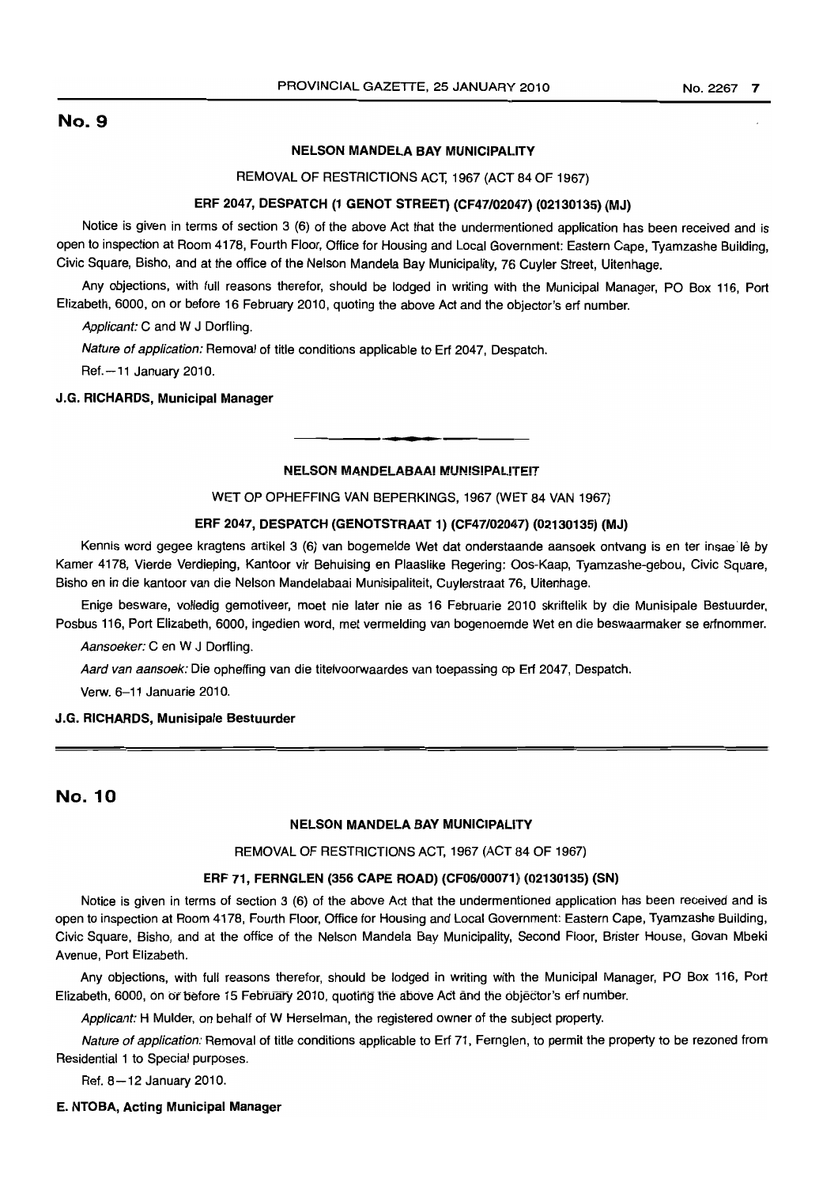## No. 9

**NELSON MANDELA BAY MUNICIPALITY**

REMOVAL OF RESTRICTIONS ACT, 1967 (ACT 84 OF 1967)

**ERF 2047, DESPATCH (1 GENOT STREET) (CF47/02047) (02130135) (MJ)**

Notice is given in terms of section 3 (6) of the above Act that the undermentioned application has been received and is open to inspection at Room 4178, Fourth Floor, Office for Housing and Local Government: Eastern Cape, Tyamzashe Building, Civic Square, Bisho, and at the office of the Nelson Mandela Bay Municipality, 76 Cuyler Street, Uitenhage.

Any objections, with full reasons therefor, should be lodged in writing with the Municipal Manager, PO Box 116, Port Elizabeth, 6000, on or before 16 February 2010, quoting the above Act and the objector's erf number.

*Applicant:* C and W J Dorfling.

*Nature of application:* Removal of title conditions applicable to Erf 2047, Despatch.

Ref.—11 January 2010.

**J.G. RICHARDS, Municipal Manager**

---

**NELSON MANDELABAAI MUNISIPALITEIT**

WET OP OPHEFFING VAN BEPERKINGS, 1967 (WET 84 VAN 1967)

**ERF 2047, DESPATCH (GENOTSTRAAT 1) (CF47/02047) (02130135) (MJ)**

Kennis word gegee kragtens artikel 3 (6) van bogemelde Wet dat onderstaande aansoek ontvang is en ter insae lê by Kamer 4178, Vierde Verdieping, Kantoor vir Behuising en Plaaslike Regering: Oos-Kaap, Tyamzashe-gebou, Civic Square, Bisho en in die kantoor van die Nelson Mandelabaai Munisipaliteit, Cuylerstraat 76, Uitenhage.

Enige besware, volledig gemotiveer, moet nie later nie as 16 Februarie 2010 skriftelik by die Munisipale Bestuurder, Posbus 116, Port Elizabeth, 6000, ingedien word, met vermelding van bogenoemde Wet en die beswaarmaker se erfnommer.

*Aansoeker:* C en W J Dorfling.

*Aard van aansoek:* Die opheffing van die titelvoorwaardes van toepassing op Erf 2047, Despatch.

Verw. 6–11 Januarie 2010.

**J.G. RICHARDS, Munisipale Bestuurder**

---

## No. 10

**NELSON MANDELA BAY MUNICIPALITY**

REMOVAL OF RESTRICTIONS ACT, 1967 (ACT 84 OF 1967)

**ERF 71, FERNGLEN (356 CAPE ROAD) (CF06/00071) (02130135) (SN)**

Notice is given in terms of section 3 (6) of the above Act that the undermentioned application has been received and is open to inspection at Room 4178, Fourth Floor, Office for Housing and Local Government: Eastern Cape, Tyamzashe Building, Civic Square, Bisho, and at the office of the Nelson Mandela Bay Municipality, Second Floor, Brister House, Govan Mbeki Avenue, Port Elizabeth.

Any objections, with full reasons therefor, should be lodged in writing with the Municipal Manager, PO Box 116, Port Elizabeth, 6000, on or before 15 February 2010, quoting the above Act and the objector's erf number.

*Applicant:* H Mulder, on behalf of W Herselman, the registered owner of the subject property.

*Nature of application:* Removal of title conditions applicable to Erf 71, Fernglen, to permit the property to be rezoned from Residential 1 to Special purposes.

Ref. 8—12 January 2010.

**E. NTOBA, Acting Municipal Manager**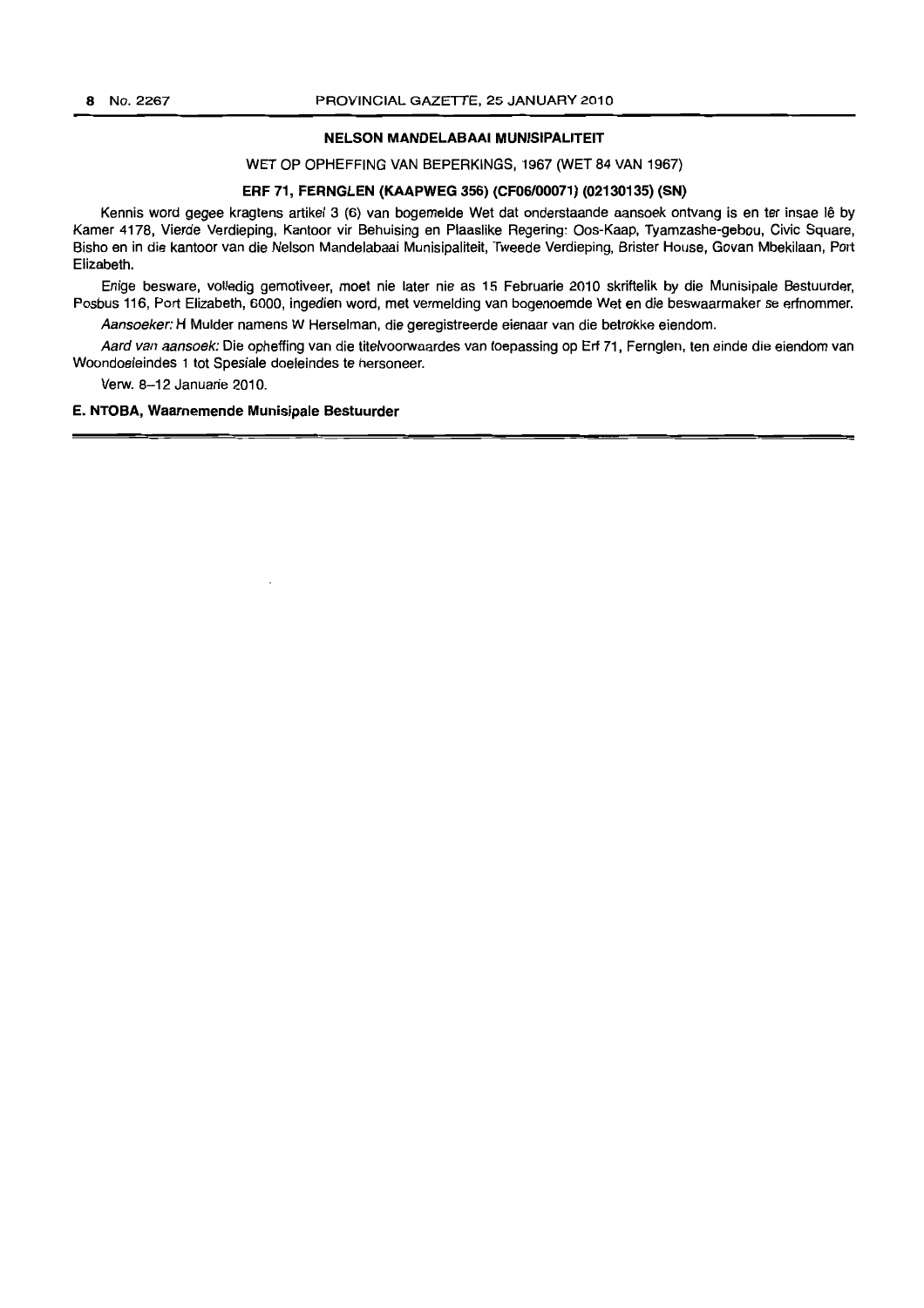## NELSON MANDELABAAI MUNISIPALITEIT

WET OP OPHEFFING VAN BEPERKINGS, 1967 (WET 84 VAN 1967)

### ERF 71, FERNGLEN (KAAPWEG 356) (CF06/00071) (02130135) (SN)

Kennis word gegee kragtens artikel 3 (6) van bogemelde Wet dat onderstaande aansoek ontvang is en ter insae lê by Kamer 4178, Vierde Verdieping, Kantoor vir Behuising en Plaaslike Regering: Oos-Kaap, Tyamzashe-gebou, Civic Square, Bisho en in die kantoor van die Nelson Mandelabaai Munisipaliteit, Tweede Verdieping, Brister House, Govan Mbekilaan, Port Elizabeth.

Enige besware, volledig gemotiveer, moet nie later nie as 15 Februarie 2010 skriftelik by die Munisipale Bestuurder, Posbus 116, Port Elizabeth, 6000, ingedien word, met vermelding van bogenoemde Wet en die beswaarmaker se erfnommer.

*Aansoeker:* H Mulder namens W Herselman, die geregistreerde eienaar van die betrokke eiendom.

*Aard van aansoek:* Die opheffing van die titelvoorwaardes van toepassing op Erf 71, Fernglen, ten einde die eiendom van Woondoeleindes 1 tot Spesiale doeleindes te hersoneer.

Verw. 8–12 Januarie 2010.

**E. NTOBA, Waarnemende Munisipale Bestuurder**